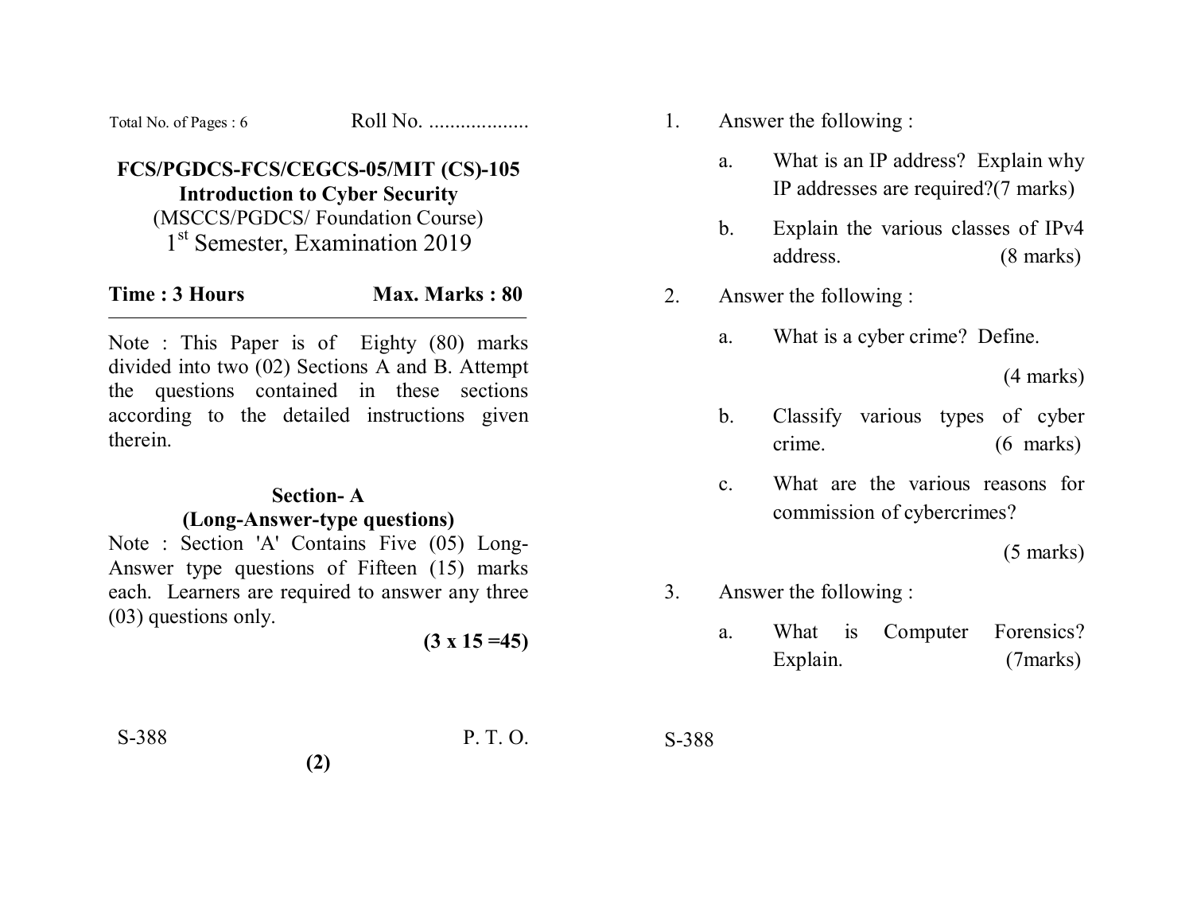Total No. of Pages : 6 Roll No. ..................

# FCS/PGDCS-FCS/CEGCS-05/MIT (CS)-105
## Introduction to Cyber Security
(MSCCS/PGDCS/ Foundation Course)

1st Semester, Examination 2019

**Time : 3 Hours** **Max. Marks : 80**

---

Note : This Paper is of Eighty (80) marks divided into two (02) Sections A and B. Attempt the questions contained in these sections according to the detailed instructions given therein.

### Section- A
### (Long-Answer-type questions)

Note : Section 'A' Contains Five (05) Long-Answer type questions of Fifteen (15) marks each. Learners are required to answer any three (03) questions only.

**(3 x 15 =45)**

1. Answer the following :

   a. What is an IP address? Explain why IP addresses are required?(7 marks)

   b. Explain the various classes of IPv4 address. (8 marks)

2. Answer the following :

   a. What is a cyber crime? Define. (4 marks)

   b. Classify various types of cyber crime. (6 marks)

   c. What are the various reasons for commission of cybercrimes? (5 marks)

3. Answer the following :

   a. What is Computer Forensics? Explain. (7marks)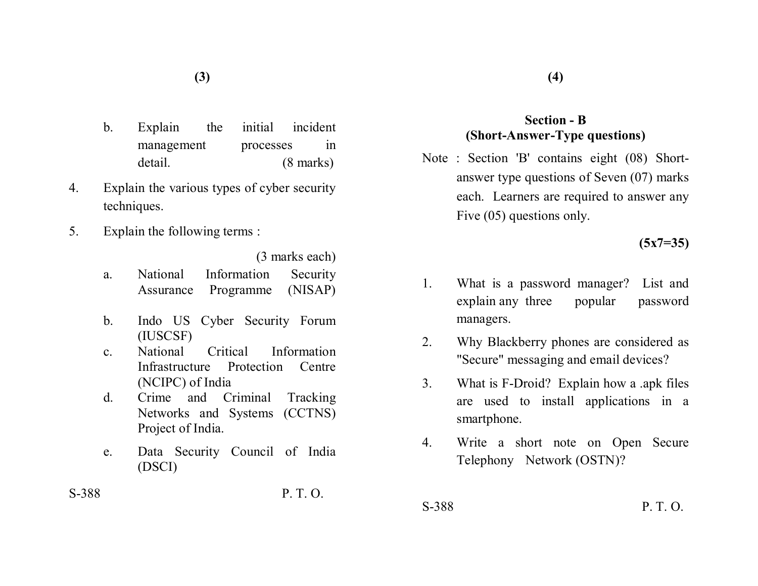b. Explain the initial incident management processes in detail. (8 marks)

4. Explain the various types of cyber security techniques.

5. Explain the following terms :

(3 marks each)

a. National Information Security Assurance Programme (NISAP)

b. Indo US Cyber Security Forum (IUSCSF)

c. National Critical Information Infrastructure Protection Centre (NCIPC) of India

d. Crime and Criminal Tracking Networks and Systems (CCTNS) Project of India.

e. Data Security Council of India (DSCI)

S-388 P. T. O.

## Section - B
## (Short-Answer-Type questions)

Note : Section 'B' contains eight (08) Short-answer type questions of Seven (07) marks each. Learners are required to answer any Five (05) questions only.

**(5x7=35)**

1. What is a password manager? List and explain any three popular password managers.

2. Why Blackberry phones are considered as "Secure" messaging and email devices?

3. What is F-Droid? Explain how a .apk files are used to install applications in a smartphone.

4. Write a short note on Open Secure Telephony Network (OSTN)?

S-388 P. T. O.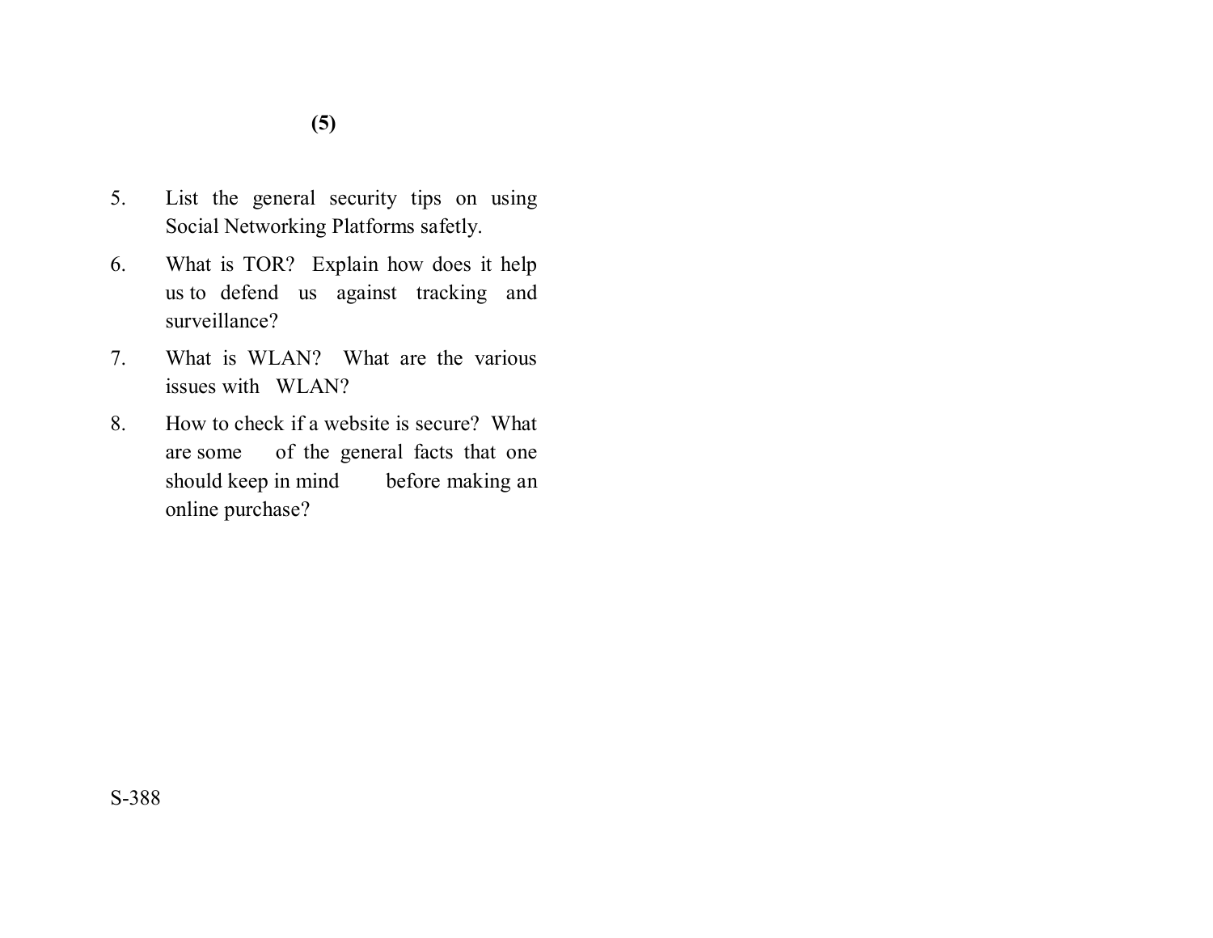5. List the general security tips on using Social Networking Platforms safetly.

6. What is TOR? Explain how does it help us to defend us against tracking and surveillance?

7. What is WLAN? What are the various issues with WLAN?

8. How to check if a website is secure? What are some of the general facts that one should keep in mind before making an online purchase?

S-388